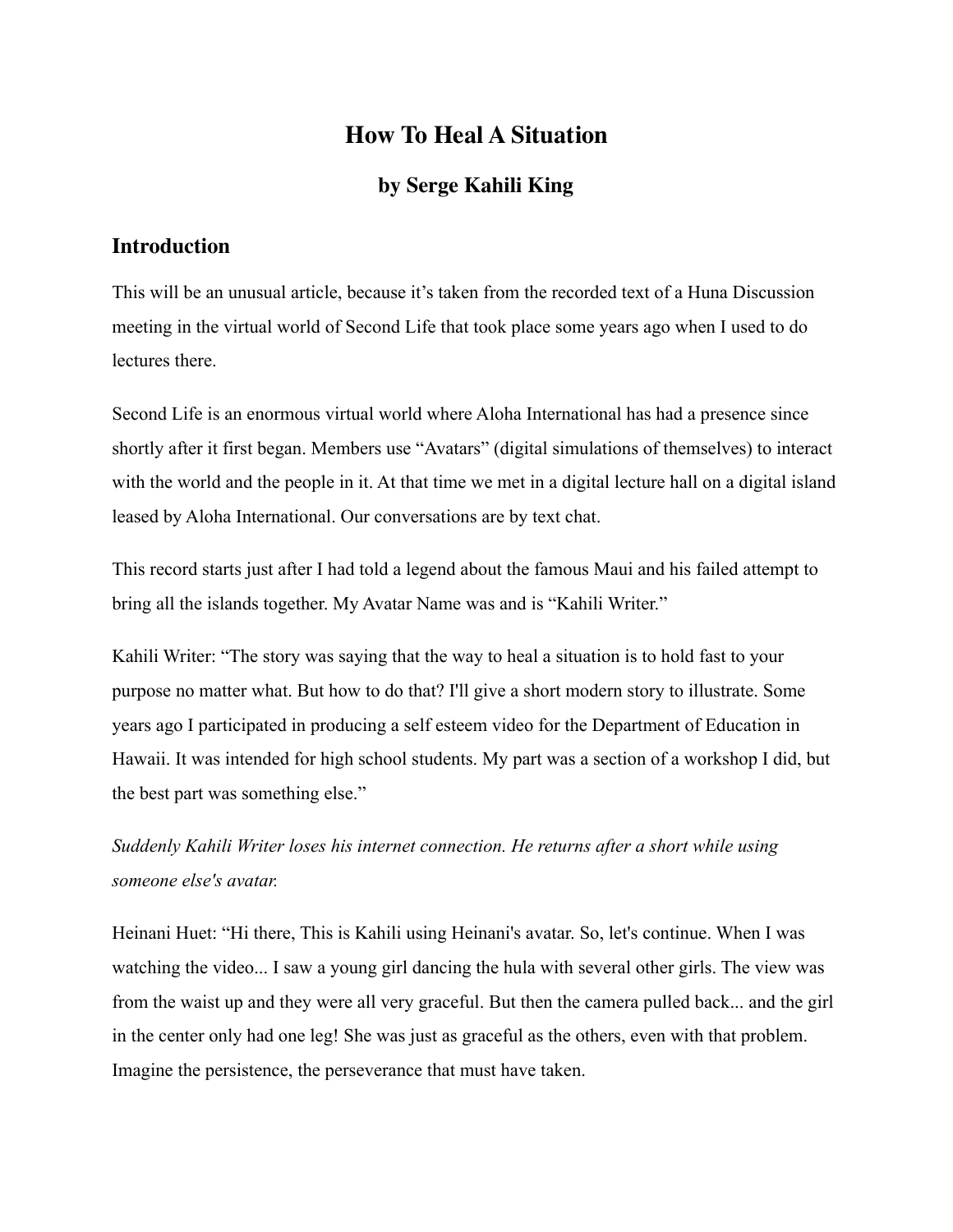# How To Heal A Situation

### by Serge Kahili King

## Introduction

This will be an unusual article, because it's taken from the recorded text of a Huna Discussion meeting in the virtual world of Second Life that took place some years ago when I used to do lectures there.

Second Life is an enormous virtual world where Aloha International has had a presence since shortly after it first began. Members use "Avatars" (digital simulations of themselves) to interact with the world and the people in it. At that time we met in a digital lecture hall on a digital island leased by Aloha International. Our conversations are by text chat.

This record starts just after I had told a legend about the famous Maui and his failed attempt to bring all the islands together. My Avatar Name was and is "Kahili Writer."

Kahili Writer: "The story was saying that the way to heal a situation is to hold fast to your purpose no matter what. But how to do that? I'll give a short modern story to illustrate. Some years ago I participated in producing a self esteem video for the Department of Education in Hawaii. It was intended for high school students. My part was a section of a workshop I did, but the best part was something else."

*Suddenly Kahili Writer loses his internet connection. He returns after a short while using someone else's avatar.*

Heinani Huet: "Hi there, This is Kahili using Heinani's avatar. So, let's continue. When I was watching the video... I saw a young girl dancing the hula with several other girls. The view was from the waist up and they were all very graceful. But then the camera pulled back... and the girl in the center only had one leg! She was just as graceful as the others, even with that problem. Imagine the persistence, the perseverance that must have taken.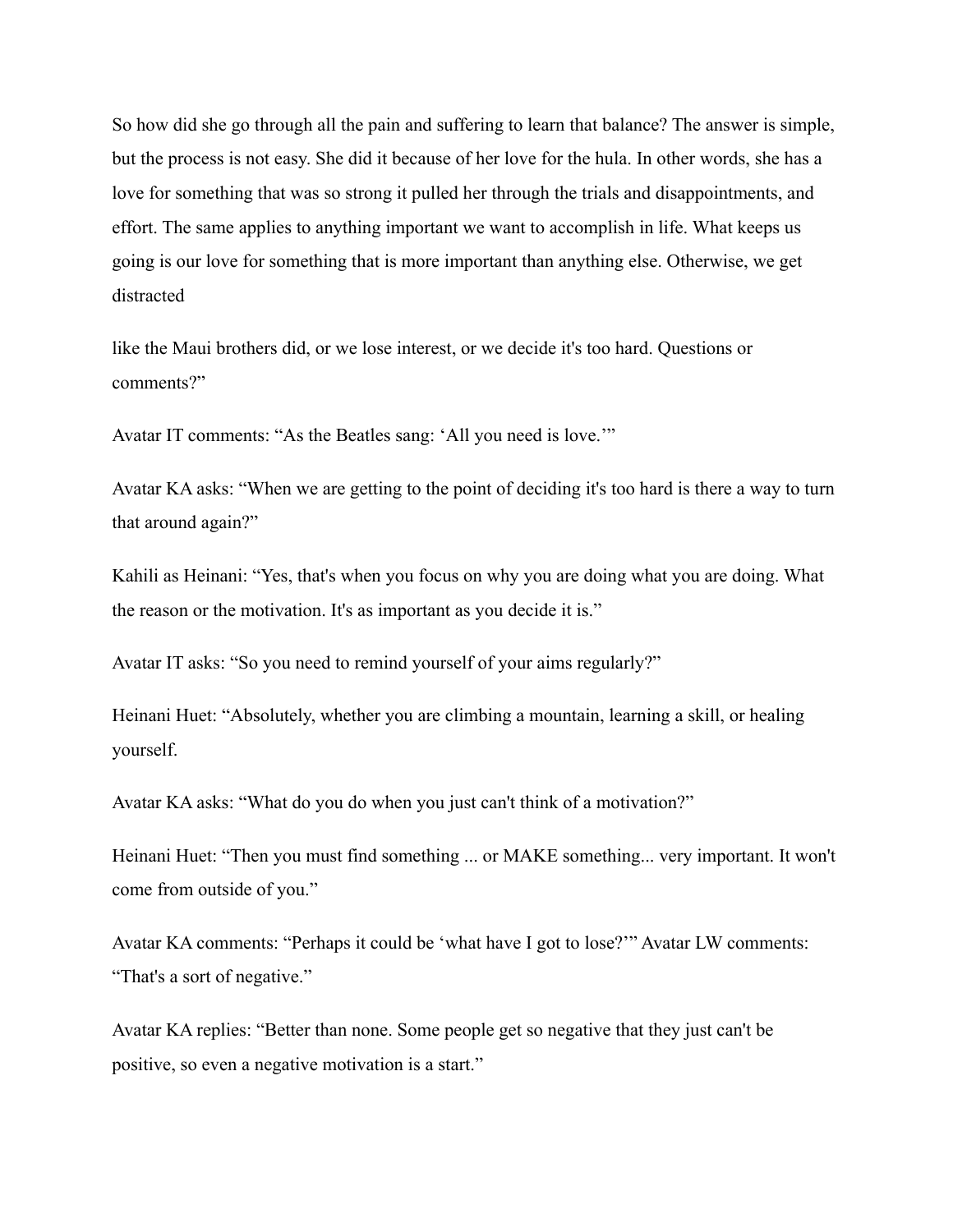So how did she go through all the pain and suffering to learn that balance? The answer is simple, but the process is not easy. She did it because of her love for the hula. In other words, she has a love for something that was so strong it pulled her through the trials and disappointments, and effort. The same applies to anything important we want to accomplish in life. What keeps us going is our love for something that is more important than anything else. Otherwise, we get distracted

like the Maui brothers did, or we lose interest, or we decide it's too hard. Questions or comments?"

Avatar IT comments: "As the Beatles sang: 'All you need is love.'"

Avatar KA asks: "When we are getting to the point of deciding it's too hard is there a way to turn that around again?"

Kahili as Heinani: "Yes, that's when you focus on why you are doing what you are doing. What the reason or the motivation. It's as important as you decide it is."

Avatar IT asks: "So you need to remind yourself of your aims regularly?"

Heinani Huet: "Absolutely, whether you are climbing a mountain, learning a skill, or healing yourself.

Avatar KA asks: "What do you do when you just can't think of a motivation?"

Heinani Huet: "Then you must find something ... or MAKE something... very important. It won't come from outside of you."

Avatar KA comments: "Perhaps it could be 'what have I got to lose?'" Avatar LW comments: "That's a sort of negative."

Avatar KA replies: "Better than none. Some people get so negative that they just can't be positive, so even a negative motivation is a start."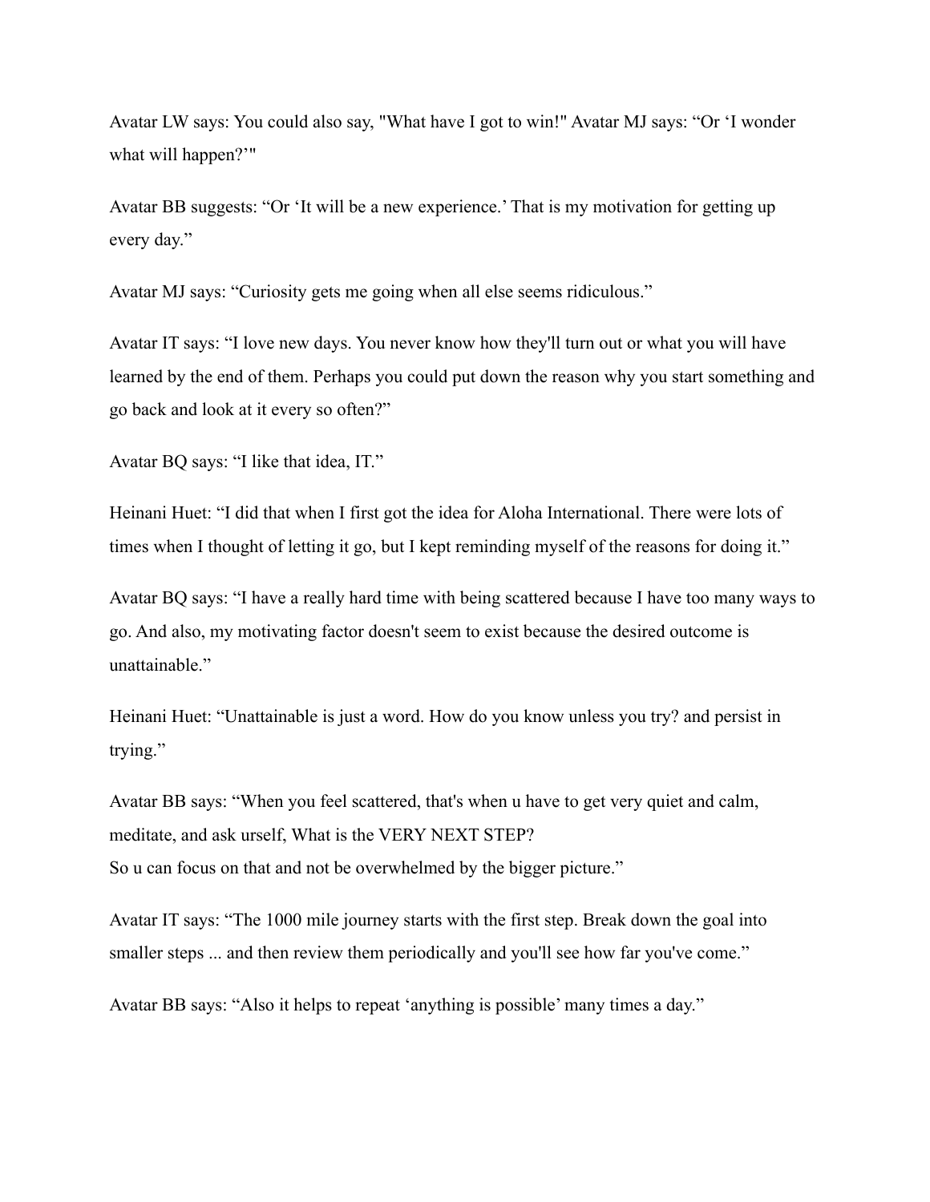Avatar LW says: You could also say, "What have I got to win!" Avatar MJ says: "Or 'I wonder what will happen?'"

Avatar BB suggests: "Or 'It will be a new experience.' That is my motivation for getting up every day."

Avatar MJ says: "Curiosity gets me going when all else seems ridiculous."

Avatar IT says: "I love new days. You never know how they'll turn out or what you will have learned by the end of them. Perhaps you could put down the reason why you start something and go back and look at it every so often?"

Avatar BQ says: "I like that idea, IT."

Heinani Huet: "I did that when I first got the idea for Aloha International. There were lots of times when I thought of letting it go, but I kept reminding myself of the reasons for doing it."

Avatar BQ says: "I have a really hard time with being scattered because I have too many ways to go. And also, my motivating factor doesn't seem to exist because the desired outcome is unattainable."

Heinani Huet: "Unattainable is just a word. How do you know unless you try? and persist in trying."

Avatar BB says: "When you feel scattered, that's when u have to get very quiet and calm, meditate, and ask urself, What is the VERY NEXT STEP?
So u can focus on that and not be overwhelmed by the bigger picture."

Avatar IT says: "The 1000 mile journey starts with the first step. Break down the goal into smaller steps ... and then review them periodically and you'll see how far you've come."

Avatar BB says: "Also it helps to repeat 'anything is possible' many times a day."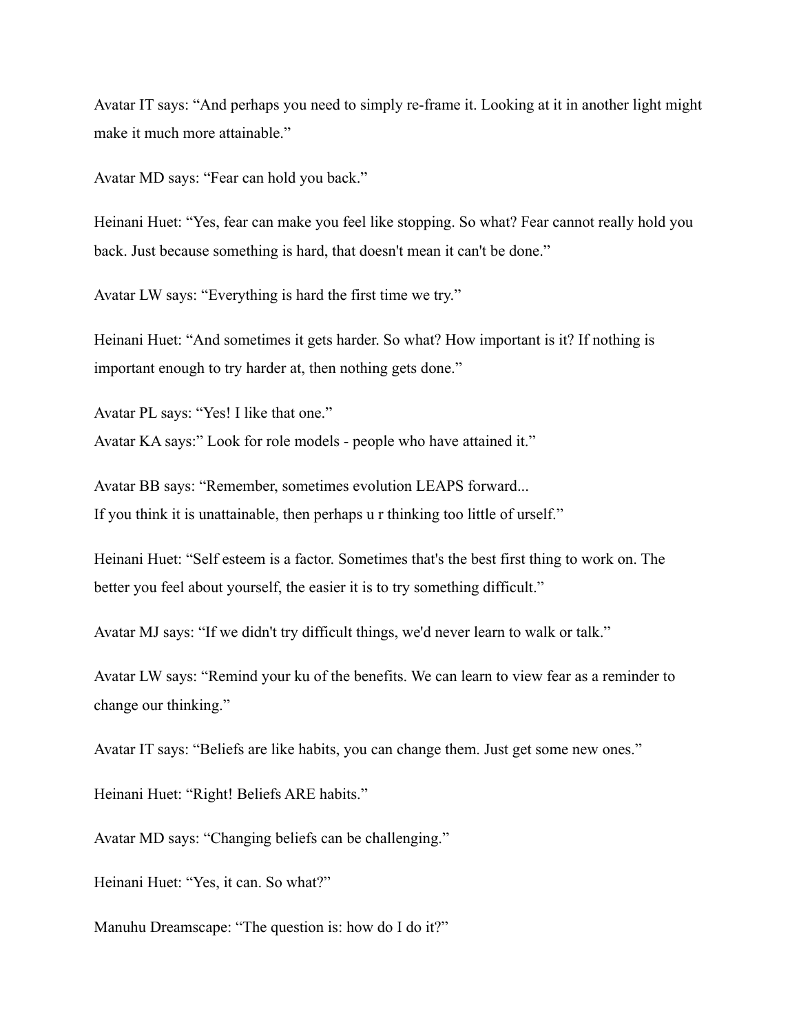Avatar IT says: “And perhaps you need to simply re-frame it. Looking at it in another light might make it much more attainable.”

Avatar MD says: “Fear can hold you back.”

Heinani Huet: “Yes, fear can make you feel like stopping. So what? Fear cannot really hold you back. Just because something is hard, that doesn't mean it can't be done.”

Avatar LW says: “Everything is hard the first time we try.”

Heinani Huet: “And sometimes it gets harder. So what? How important is it? If nothing is important enough to try harder at, then nothing gets done.”

Avatar PL says: “Yes! I like that one.”
Avatar KA says:” Look for role models - people who have attained it.”

Avatar BB says: “Remember, sometimes evolution LEAPS forward...
If you think it is unattainable, then perhaps u r thinking too little of urself.”

Heinani Huet: “Self esteem is a factor. Sometimes that's the best first thing to work on. The better you feel about yourself, the easier it is to try something difficult.”

Avatar MJ says: “If we didn't try difficult things, we'd never learn to walk or talk.”

Avatar LW says: “Remind your ku of the benefits. We can learn to view fear as a reminder to change our thinking.”

Avatar IT says: “Beliefs are like habits, you can change them. Just get some new ones.”

Heinani Huet: “Right! Beliefs ARE habits.”

Avatar MD says: “Changing beliefs can be challenging.”

Heinani Huet: “Yes, it can. So what?”

Manuhu Dreamscape: “The question is: how do I do it?”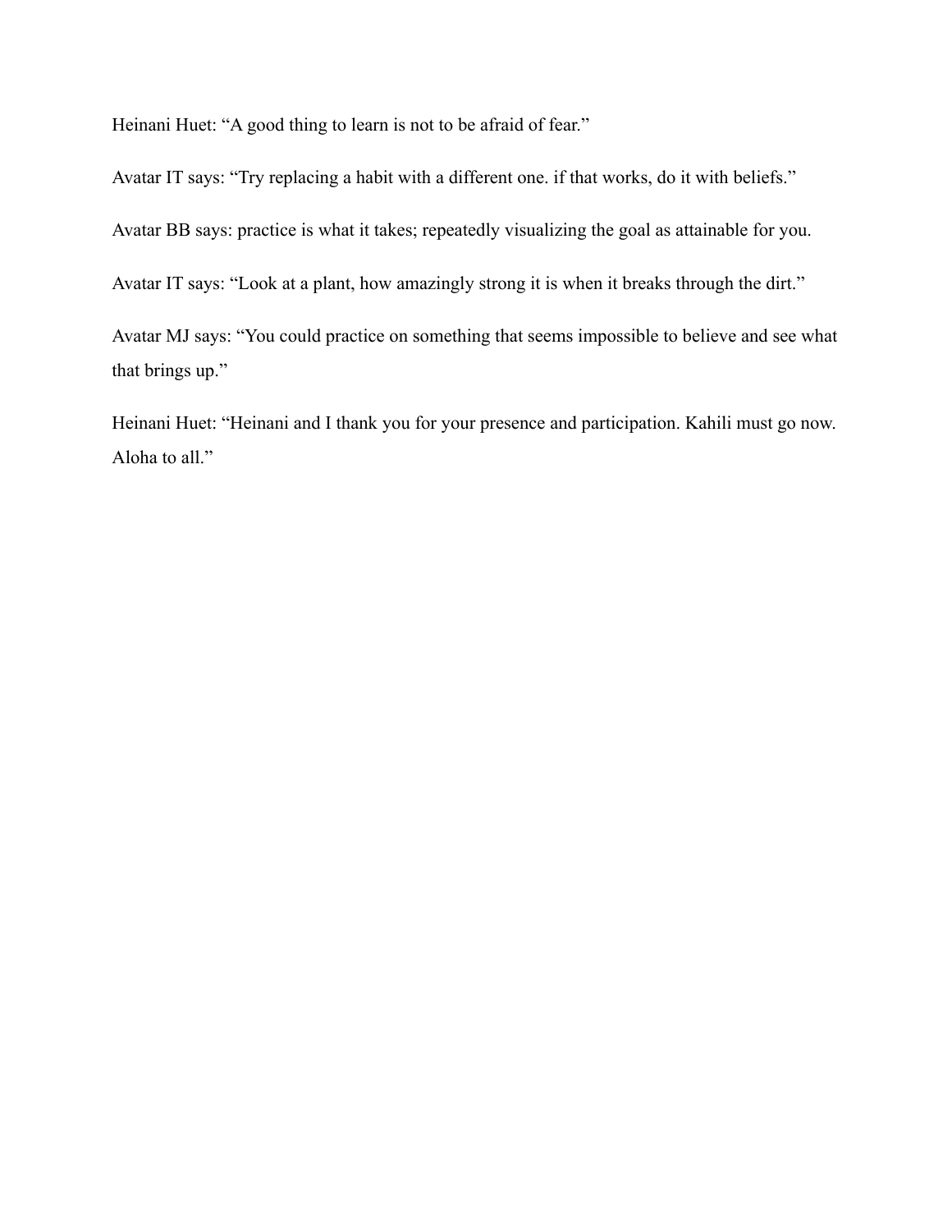Heinani Huet: “A good thing to learn is not to be afraid of fear.”

Avatar IT says: “Try replacing a habit with a different one. if that works, do it with beliefs.”

Avatar BB says: practice is what it takes; repeatedly visualizing the goal as attainable for you.

Avatar IT says: “Look at a plant, how amazingly strong it is when it breaks through the dirt.”

Avatar MJ says: “You could practice on something that seems impossible to believe and see what that brings up.”

Heinani Huet: “Heinani and I thank you for your presence and participation. Kahili must go now. Aloha to all.”